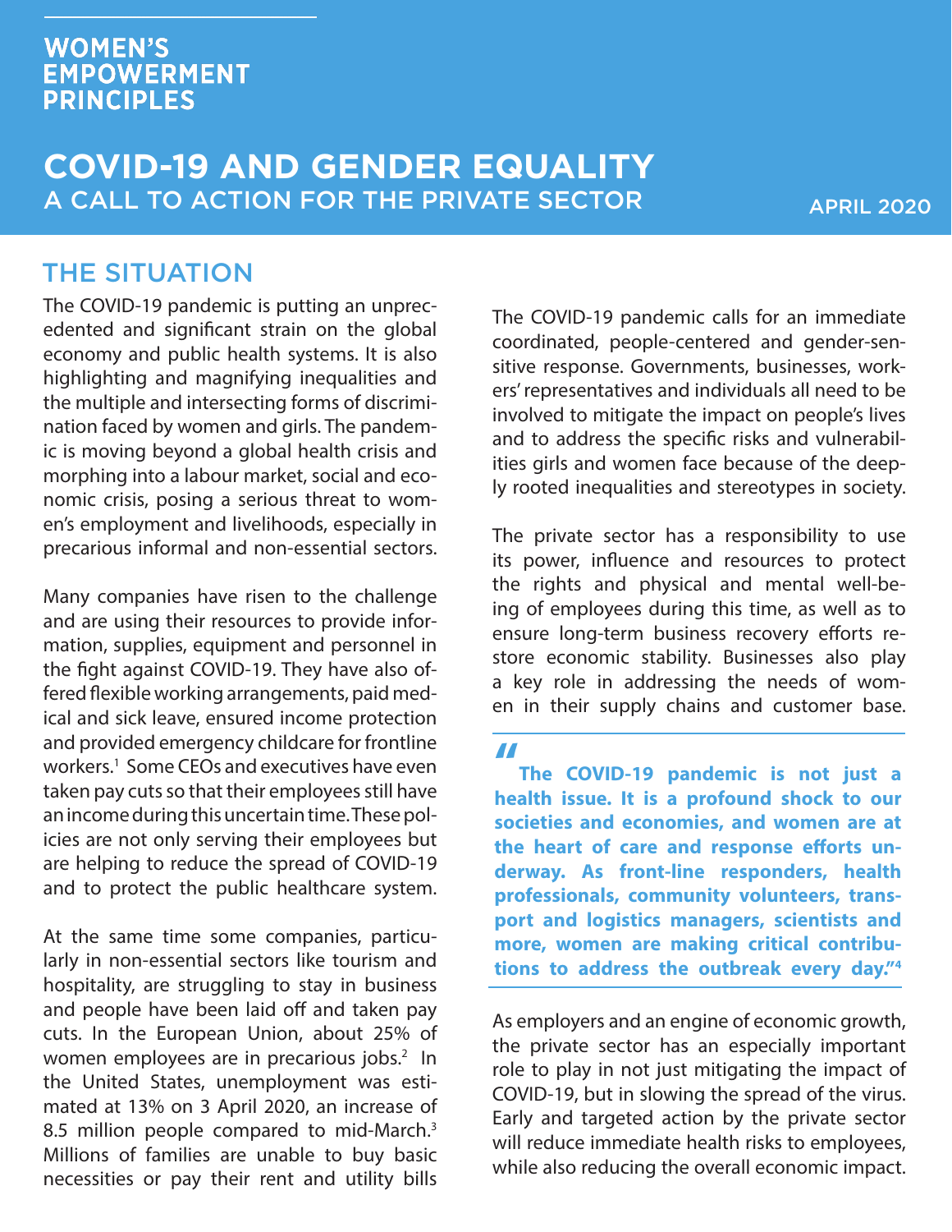WOMEN'S EMPOWERMENT PRINCIPLES

# COVID-19 AND GENDER EQUALITY

## A CALL TO ACTION FOR THE PRIVATE SECTOR

APRIL 2020

## THE SITUATION

The COVID-19 pandemic is putting an unprecedented and significant strain on the global economy and public health systems. It is also highlighting and magnifying inequalities and the multiple and intersecting forms of discrimination faced by women and girls. The pandemic is moving beyond a global health crisis and morphing into a labour market, social and economic crisis, posing a serious threat to women's employment and livelihoods, especially in precarious informal and non-essential sectors.

Many companies have risen to the challenge and are using their resources to provide information, supplies, equipment and personnel in the fight against COVID-19. They have also offered flexible working arrangements, paid medical and sick leave, ensured income protection and provided emergency childcare for frontline workers.[1] Some CEOs and executives have even taken pay cuts so that their employees still have an income during this uncertain time. These policies are not only serving their employees but are helping to reduce the spread of COVID-19 and to protect the public healthcare system.

At the same time some companies, particularly in non-essential sectors like tourism and hospitality, are struggling to stay in business and people have been laid off and taken pay cuts. In the European Union, about 25% of women employees are in precarious jobs.[2] In the United States, unemployment was estimated at 13% on 3 April 2020, an increase of 8.5 million people compared to mid-March.[3] Millions of families are unable to buy basic necessities or pay their rent and utility bills

The COVID-19 pandemic calls for an immediate coordinated, people-centered and gender-sensitive response. Governments, businesses, workers' representatives and individuals all need to be involved to mitigate the impact on people's lives and to address the specific risks and vulnerabilities girls and women face because of the deeply rooted inequalities and stereotypes in society.

The private sector has a responsibility to use its power, influence and resources to protect the rights and physical and mental well-being of employees during this time, as well as to ensure long-term business recovery efforts restore economic stability. Businesses also play a key role in addressing the needs of women in their supply chains and customer base.

> **"The COVID-19 pandemic is not just a health issue. It is a profound shock to our societies and economies, and women are at the heart of care and response efforts underway. As front-line responders, health professionals, community volunteers, transport and logistics managers, scientists and more, women are making critical contributions to address the outbreak every day."[4]**

As employers and an engine of economic growth, the private sector has an especially important role to play in not just mitigating the impact of COVID-19, but in slowing the spread of the virus. Early and targeted action by the private sector will reduce immediate health risks to employees, while also reducing the overall economic impact.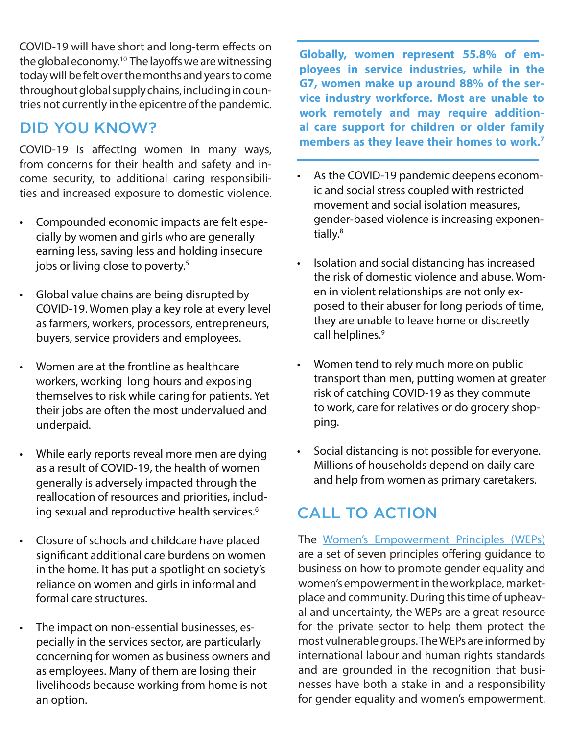COVID-19 will have short and long-term effects on the global economy.[10] The layoffs we are witnessing today will be felt over the months and years to come throughout global supply chains, including in countries not currently in the epicentre of the pandemic.

## DID YOU KNOW?

COVID-19 is affecting women in many ways, from concerns for their health and safety and income security, to additional caring responsibilities and increased exposure to domestic violence.

- Compounded economic impacts are felt especially by women and girls who are generally earning less, saving less and holding insecure jobs or living close to poverty.[5]
- Global value chains are being disrupted by COVID-19. Women play a key role at every level as farmers, workers, processors, entrepreneurs, buyers, service providers and employees.
- Women are at the frontline as healthcare workers, working long hours and exposing themselves to risk while caring for patients. Yet their jobs are often the most undervalued and underpaid.
- While early reports reveal more men are dying as a result of COVID-19, the health of women generally is adversely impacted through the reallocation of resources and priorities, including sexual and reproductive health services.[6]
- Closure of schools and childcare have placed significant additional care burdens on women in the home. It has put a spotlight on society's reliance on women and girls in informal and formal care structures.
- The impact on non-essential businesses, especially in the services sector, are particularly concerning for women as business owners and as employees. Many of them are losing their livelihoods because working from home is not an option.

**Globally, women represent 55.8% of employees in service industries, while in the G7, women make up around 88% of the service industry workforce. Most are unable to work remotely and may require additional care support for children or older family members as they leave their homes to work.[7]**

- As the COVID-19 pandemic deepens economic and social stress coupled with restricted movement and social isolation measures, gender-based violence is increasing exponentially.[8]
- Isolation and social distancing has increased the risk of domestic violence and abuse. Women in violent relationships are not only exposed to their abuser for long periods of time, they are unable to leave home or discreetly call helplines.[9]
- Women tend to rely much more on public transport than men, putting women at greater risk of catching COVID-19 as they commute to work, care for relatives or do grocery shopping.
- Social distancing is not possible for everyone. Millions of households depend on daily care and help from women as primary caretakers.

## CALL TO ACTION

The Women's Empowerment Principles (WEPs) are a set of seven principles offering guidance to business on how to promote gender equality and women's empowerment in the workplace, marketplace and community. During this time of upheaval and uncertainty, the WEPs are a great resource for the private sector to help them protect the most vulnerable groups. The WEPs are informed by international labour and human rights standards and are grounded in the recognition that businesses have both a stake in and a responsibility for gender equality and women's empowerment.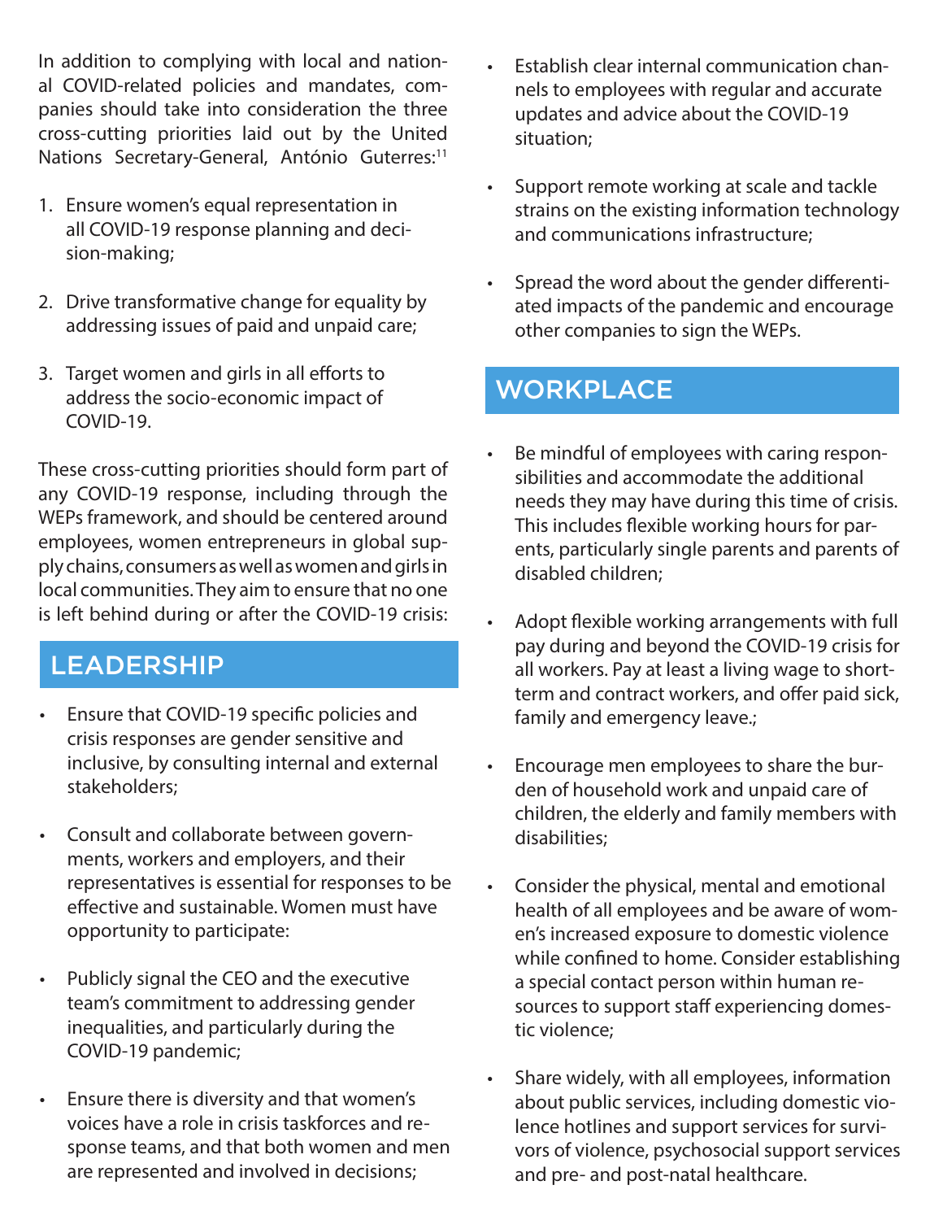In addition to complying with local and national COVID-related policies and mandates, companies should take into consideration the three cross-cutting priorities laid out by the United Nations Secretary-General, António Guterres:[11]

1. Ensure women's equal representation in all COVID-19 response planning and decision-making;
2. Drive transformative change for equality by addressing issues of paid and unpaid care;
3. Target women and girls in all efforts to address the socio-economic impact of COVID-19.

These cross-cutting priorities should form part of any COVID-19 response, including through the WEPs framework, and should be centered around employees, women entrepreneurs in global supply chains, consumers as well as women and girls in local communities. They aim to ensure that no one is left behind during or after the COVID-19 crisis:

## LEADERSHIP

- Ensure that COVID-19 specific policies and crisis responses are gender sensitive and inclusive, by consulting internal and external stakeholders;
- Consult and collaborate between governments, workers and employers, and their representatives is essential for responses to be effective and sustainable. Women must have opportunity to participate:
- Publicly signal the CEO and the executive team's commitment to addressing gender inequalities, and particularly during the COVID-19 pandemic;
- Ensure there is diversity and that women's voices have a role in crisis taskforces and response teams, and that both women and men are represented and involved in decisions;
- Establish clear internal communication channels to employees with regular and accurate updates and advice about the COVID-19 situation;
- Support remote working at scale and tackle strains on the existing information technology and communications infrastructure;
- Spread the word about the gender differentiated impacts of the pandemic and encourage other companies to sign the WEPs.

## WORKPLACE

- Be mindful of employees with caring responsibilities and accommodate the additional needs they may have during this time of crisis. This includes flexible working hours for parents, particularly single parents and parents of disabled children;
- Adopt flexible working arrangements with full pay during and beyond the COVID-19 crisis for all workers. Pay at least a living wage to short-term and contract workers, and offer paid sick, family and emergency leave.;
- Encourage men employees to share the burden of household work and unpaid care of children, the elderly and family members with disabilities;
- Consider the physical, mental and emotional health of all employees and be aware of women's increased exposure to domestic violence while confined to home. Consider establishing a special contact person within human resources to support staff experiencing domestic violence;
- Share widely, with all employees, information about public services, including domestic violence hotlines and support services for survivors of violence, psychosocial support services and pre- and post-natal healthcare.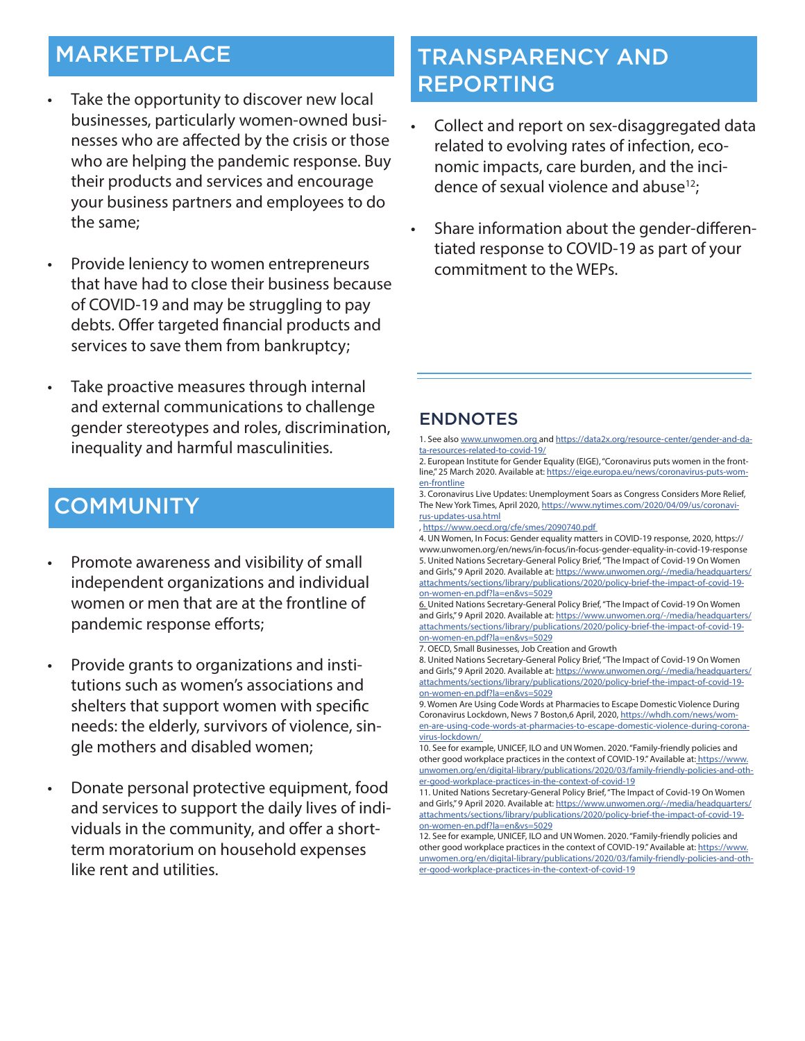## MARKETPLACE

- Take the opportunity to discover new local businesses, particularly women-owned businesses who are affected by the crisis or those who are helping the pandemic response. Buy their products and services and encourage your business partners and employees to do the same;
- Provide leniency to women entrepreneurs that have had to close their business because of COVID-19 and may be struggling to pay debts. Offer targeted financial products and services to save them from bankruptcy;
- Take proactive measures through internal and external communications to challenge gender stereotypes and roles, discrimination, inequality and harmful masculinities.

## COMMUNITY

- Promote awareness and visibility of small independent organizations and individual women or men that are at the frontline of pandemic response efforts;
- Provide grants to organizations and institutions such as women's associations and shelters that support women with specific needs: the elderly, survivors of violence, single mothers and disabled women;
- Donate personal protective equipment, food and services to support the daily lives of individuals in the community, and offer a short-term moratorium on household expenses like rent and utilities.

## TRANSPARENCY AND REPORTING

- Collect and report on sex-disaggregated data related to evolving rates of infection, economic impacts, care burden, and the incidence of sexual violence and abuse[12];
- Share information about the gender-differentiated response to COVID-19 as part of your commitment to the WEPs.

## ENDNOTES

1. See also www.unwomen.org and https://data2x.org/resource-center/gender-and-data-resources-related-to-covid-19/
2. European Institute for Gender Equality (EIGE), "Coronavirus puts women in the frontline," 25 March 2020. Available at: https://eige.europa.eu/news/coronavirus-puts-women-frontline
3. Coronavirus Live Updates: Unemployment Soars as Congress Considers More Relief, The New York Times, April 2020, https://www.nytimes.com/2020/04/09/us/coronavirus-updates-usa.html , https://www.oecd.org/cfe/smes/2090740.pdf
4. UN Women, In Focus: Gender equality matters in COVID-19 response, 2020, https://www.unwomen.org/en/news/in-focus/in-focus-gender-equality-in-covid-19-response
5. United Nations Secretary-General Policy Brief, "The Impact of Covid-19 On Women and Girls," 9 April 2020. Available at: https://www.unwomen.org/-/media/headquarters/attachments/sections/library/publications/2020/policy-brief-the-impact-of-covid-19-on-women-en.pdf?la=en&vs=5029
6. United Nations Secretary-General Policy Brief, "The Impact of Covid-19 On Women and Girls," 9 April 2020. Available at: https://www.unwomen.org/-/media/headquarters/attachments/sections/library/publications/2020/policy-brief-the-impact-of-covid-19-on-women-en.pdf?la=en&vs=5029
7. OECD, Small Businesses, Job Creation and Growth
8. United Nations Secretary-General Policy Brief, "The Impact of Covid-19 On Women and Girls," 9 April 2020. Available at: https://www.unwomen.org/-/media/headquarters/attachments/sections/library/publications/2020/policy-brief-the-impact-of-covid-19-on-women-en.pdf?la=en&vs=5029
9. Women Are Using Code Words at Pharmacies to Escape Domestic Violence During Coronavirus Lockdown, News 7 Boston,6 April, 2020, https://whdh.com/news/women-are-using-code-words-at-pharmacies-to-escape-domestic-violence-during-coronavirus-lockdown/
10. See for example, UNICEF, ILO and UN Women. 2020. "Family-friendly policies and other good workplace practices in the context of COVID-19." Available at: https://www.unwomen.org/en/digital-library/publications/2020/03/family-friendly-policies-and-other-good-workplace-practices-in-the-context-of-covid-19
11. United Nations Secretary-General Policy Brief, "The Impact of Covid-19 On Women and Girls," 9 April 2020. Available at: https://www.unwomen.org/-/media/headquarters/attachments/sections/library/publications/2020/policy-brief-the-impact-of-covid-19-on-women-en.pdf?la=en&vs=5029
12. See for example, UNICEF, ILO and UN Women. 2020. "Family-friendly policies and other good workplace practices in the context of COVID-19." Available at: https://www.unwomen.org/en/digital-library/publications/2020/03/family-friendly-policies-and-other-good-workplace-practices-in-the-context-of-covid-19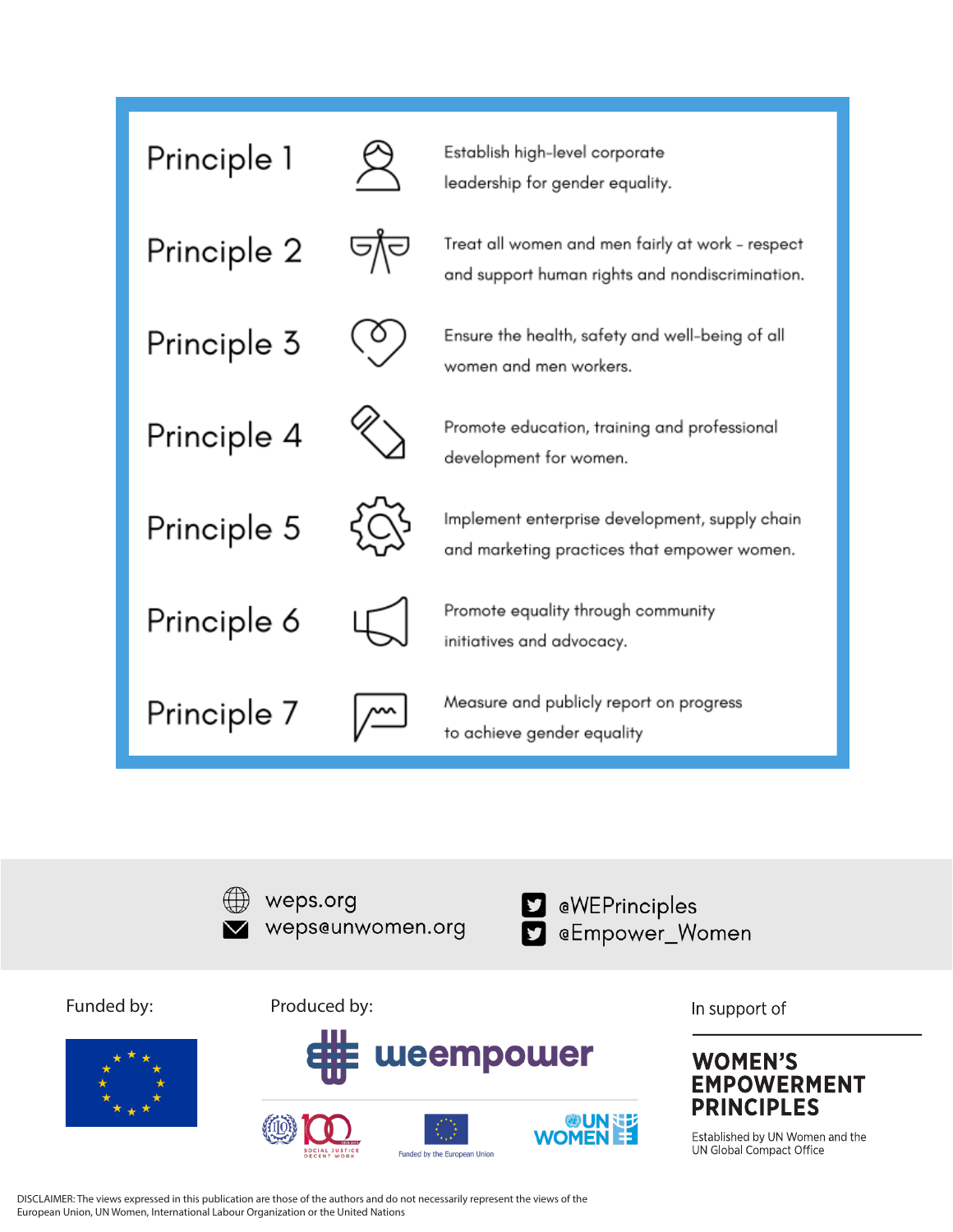| | |
|---|---|
| Principle 1 | Establish high-level corporate leadership for gender equality. |
| Principle 2 | Treat all women and men fairly at work - respect and support human rights and nondiscrimination. |
| Principle 3 | Ensure the health, safety and well-being of all women and men workers. |
| Principle 4 | Promote education, training and professional development for women. |
| Principle 5 | Implement enterprise development, supply chain and marketing practices that empower women. |
| Principle 6 | Promote equality through community initiatives and advocacy. |
| Principle 7 | Measure and publicly report on progress to achieve gender equality |

weps.org
weps@unwomen.org

@WEPrinciples
@Empower_Women

Funded by:

Produced by:

weempower

Funded by the European Union

UN WOMEN

In support of

**WOMEN'S EMPOWERMENT PRINCIPLES**

Established by UN Women and the UN Global Compact Office

DISCLAIMER: The views expressed in this publication are those of the authors and do not necessarily represent the views of the European Union, UN Women, International Labour Organization or the United Nations